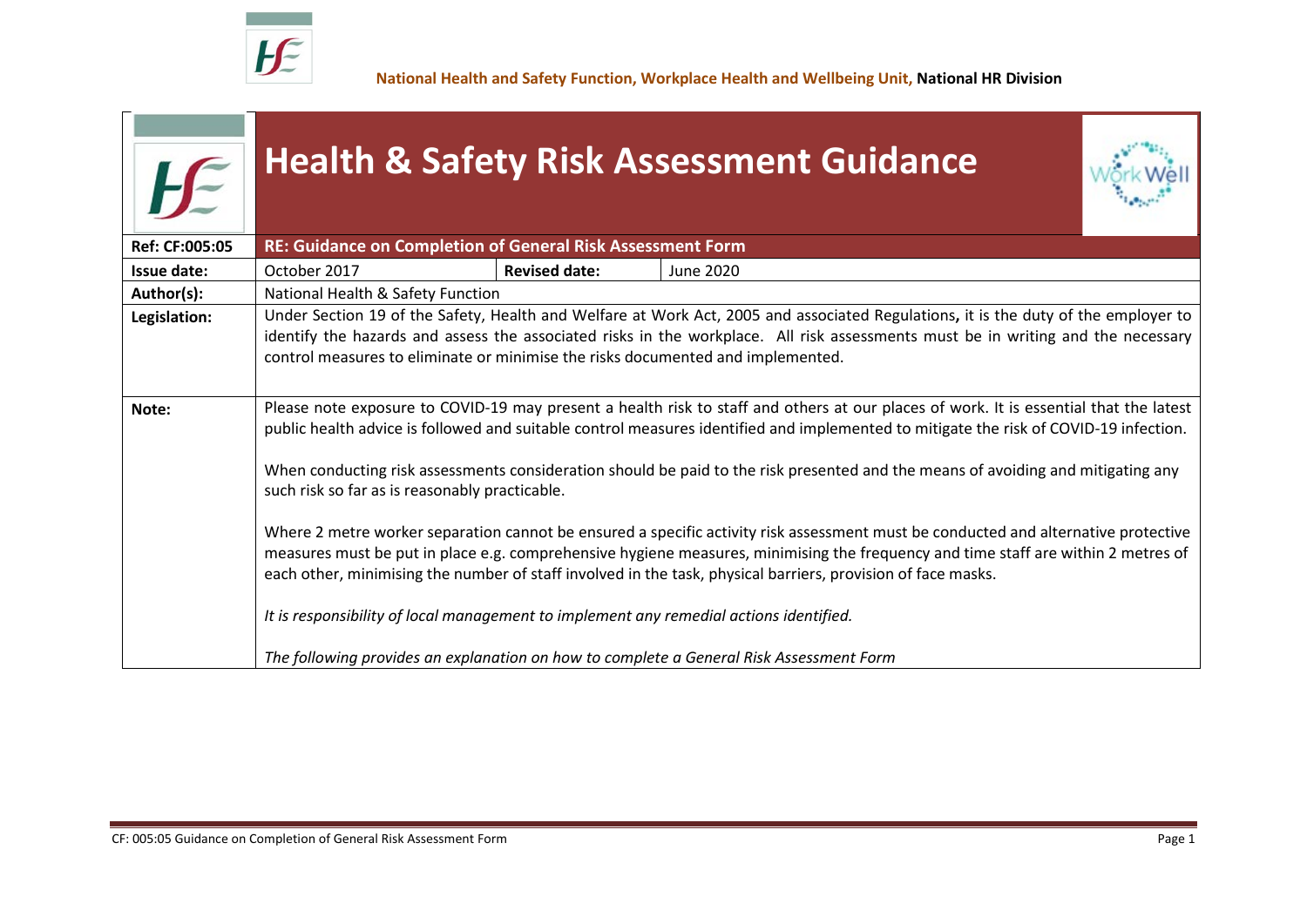National Health and Safety Function, Workplace Health and Wellbeing Unit, **National HR Division**

# Health & Safety Risk Assessment Guidance

| **Ref: CF:005:05** | **RE: Guidance on Completion of General Risk Assessment Form** | | |
|---|---|---|---|
| **Issue date:** | October 2017 | **Revised date:** | June 2020 |
| **Author(s):** | National Health & Safety Function | | |
| **Legislation:** | Under Section 19 of the Safety, Health and Welfare at Work Act, 2005 and associated Regulations**,** it is the duty of the employer to identify the hazards and assess the associated risks in the workplace. All risk assessments must be in writing and the necessary control measures to eliminate or minimise the risks documented and implemented. | | |
| **Note:** | Please note exposure to COVID-19 may present a health risk to staff and others at our places of work. It is essential that the latest public health advice is followed and suitable control measures identified and implemented to mitigate the risk of COVID-19 infection.<br><br>When conducting risk assessments consideration should be paid to the risk presented and the means of avoiding and mitigating any such risk so far as is reasonably practicable.<br><br>Where 2 metre worker separation cannot be ensured a specific activity risk assessment must be conducted and alternative protective measures must be put in place e.g. comprehensive hygiene measures, minimising the frequency and time staff are within 2 metres of each other, minimising the number of staff involved in the task, physical barriers, provision of face masks.<br><br>*It is responsibility of local management to implement any remedial actions identified.*<br><br>*The following provides an explanation on how to complete a General Risk Assessment Form* | | |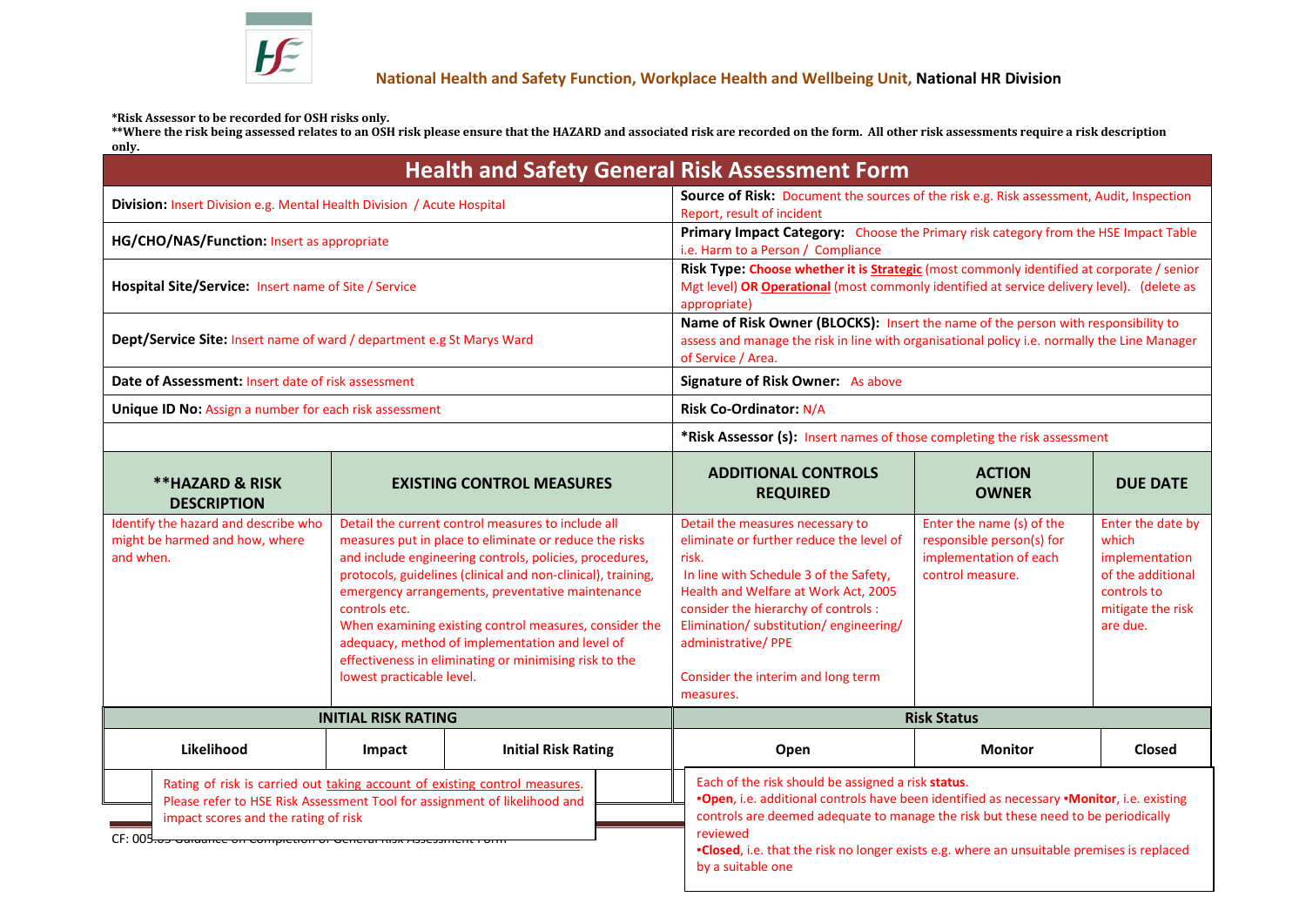National Health and Safety Function, Workplace Health and Wellbeing Unit, **National HR Division**

**\*Risk Assessor to be recorded for OSH risks only.**
**\*\*Where the risk being assessed relates to an OSH risk please ensure that the HAZARD and associated risk are recorded on the form. All other risk assessments require a risk description only.**

# Health and Safety General Risk Assessment Form

| | |
|---|---|
| **Division:** Insert Division e.g. Mental Health Division / Acute Hospital | **Source of Risk:** Document the sources of the risk e.g. Risk assessment, Audit, Inspection Report, result of incident |
| **HG/CHO/NAS/Function:** Insert as appropriate | **Primary Impact Category:** Choose the Primary risk category from the HSE Impact Table i.e. Harm to a Person / Compliance |
| **Hospital Site/Service:** Insert name of Site / Service | **Risk Type: Choose whether it is Strategic** (most commonly identified at corporate / senior Mgt level) **OR Operational** (most commonly identified at service delivery level). (delete as appropriate) |
| **Dept/Service Site:** Insert name of ward / department e.g St Marys Ward | **Name of Risk Owner (BLOCKS):** Insert the name of the person with responsibility to assess and manage the risk in line with organisational policy i.e. normally the Line Manager of Service / Area. |
| **Date of Assessment:** Insert date of risk assessment | **Signature of Risk Owner:** As above |
| **Unique ID No:** Assign a number for each risk assessment | **Risk Co-Ordinator:** N/A |
| | **\*Risk Assessor (s):** Insert names of those completing the risk assessment |

| **\*\*HAZARD & RISK DESCRIPTION** | **EXISTING CONTROL MEASURES** | **ADDITIONAL CONTROLS REQUIRED** | **ACTION OWNER** | **DUE DATE** |
|---|---|---|---|---|
| Identify the hazard and describe who might be harmed and how, where and when. | Detail the current control measures to include all measures put in place to eliminate or reduce the risks and include engineering controls, policies, procedures, protocols, guidelines (clinical and non-clinical), training, emergency arrangements, preventative maintenance controls etc. When examining existing control measures, consider the adequacy, method of implementation and level of effectiveness in eliminating or minimising risk to the lowest practicable level. | Detail the measures necessary to eliminate or further reduce the level of risk. In line with Schedule 3 of the Safety, Health and Welfare at Work Act, 2005 consider the hierarchy of controls : Elimination/ substitution/ engineering/ administrative/ PPE. Consider the interim and long term measures. | Enter the name (s) of the responsible person(s) for implementation of each control measure. | Enter the date by which implementation of the additional controls to mitigate the risk are due. |

| **INITIAL RISK RATING** | | | **Risk Status** | | |
|---|---|---|---|---|---|
| **Likelihood** | **Impact** | **Initial Risk Rating** | **Open** | **Monitor** | **Closed** |

Rating of risk is carried out taking account of existing control measures. Please refer to HSE Risk Assessment Tool for assignment of likelihood and impact scores and the rating of risk

Each of the risk should be assigned a risk **status**.
▪**Open**, i.e. additional controls have been identified as necessary ▪**Monitor**, i.e. existing controls are deemed adequate to manage the risk but these need to be periodically reviewed
▪**Closed**, i.e. that the risk no longer exists e.g. where an unsuitable premises is replaced by a suitable one

CF: 005.03 Guidance on Completion of General Risk Assessment Form